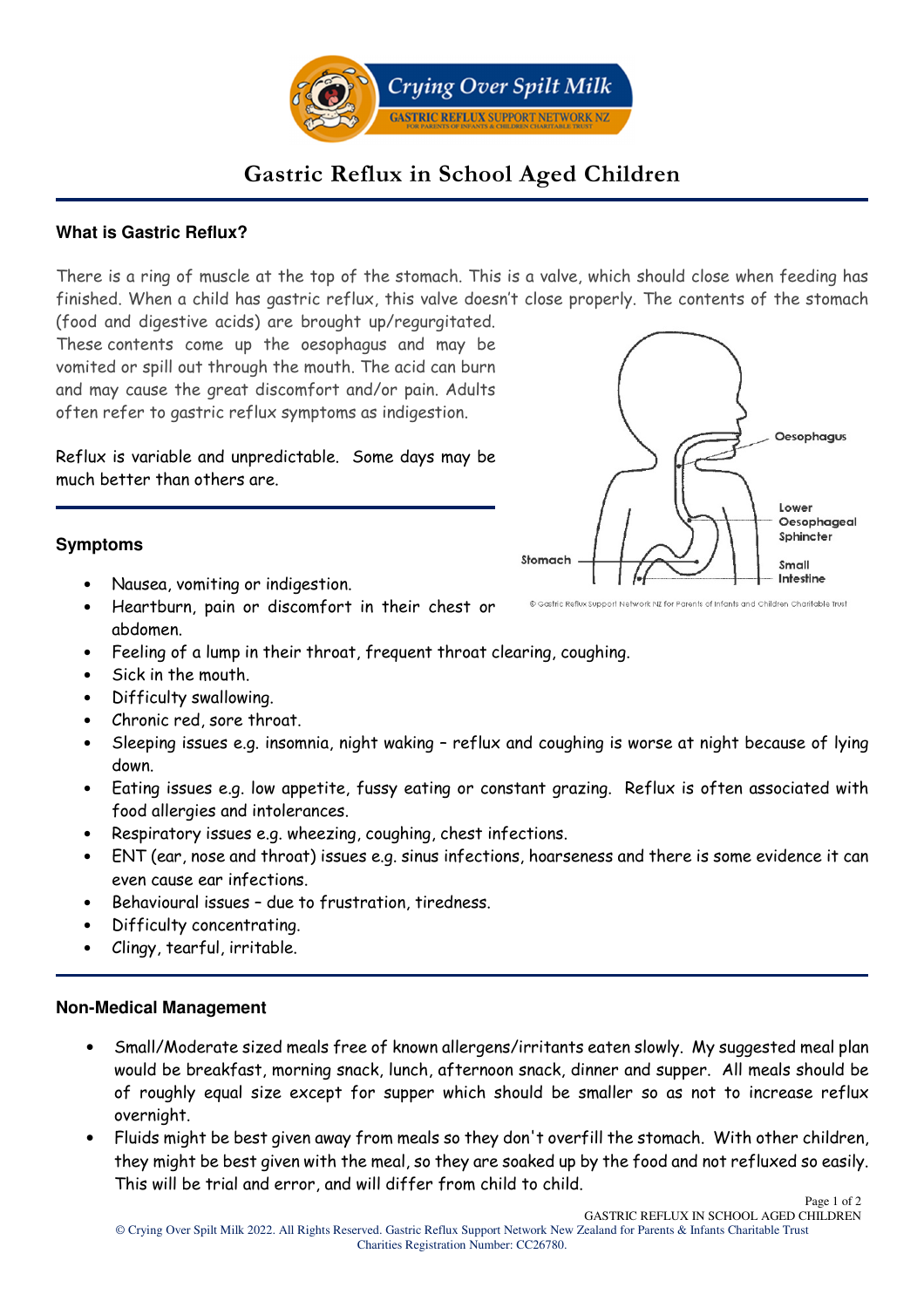# Gastric Reflux in School Aged Children

## What is Gastric Reflux?

There is a ring of muscle at the top of the stomach. This is a valve, which should close when feeding has finished. When a child has gastric reflux, this valve doesn't close properly. The contents of the stomach (food and digestive acids) are brought up/regurgitated. These contents come up the oesophagus and may be vomited or spill out through the mouth. The acid can burn and may cause the great discomfort and/or pain. Adults often refer to gastric reflux symptoms as indigestion.

Reflux is variable and unpredictable. Some days may be much better than others are.

Oesophagus

Lower Oesophageal Sphincter

Stomach

Small Intestine

© Gastric Reflux Support Network NZ for Parents of Infants and Children Charitable Trust

## Symptoms

- Nausea, vomiting or indigestion.
- Heartburn, pain or discomfort in their chest or abdomen.
- Feeling of a lump in their throat, frequent throat clearing, coughing.
- Sick in the mouth.
- Difficulty swallowing.
- Chronic red, sore throat.
- Sleeping issues e.g. insomnia, night waking – reflux and coughing is worse at night because of lying down.
- Eating issues e.g. low appetite, fussy eating or constant grazing. Reflux is often associated with food allergies and intolerances.
- Respiratory issues e.g. wheezing, coughing, chest infections.
- ENT (ear, nose and throat) issues e.g. sinus infections, hoarseness and there is some evidence it can even cause ear infections.
- Behavioural issues – due to frustration, tiredness.
- Difficulty concentrating.
- Clingy, tearful, irritable.

## Non-Medical Management

- Small/Moderate sized meals free of known allergens/irritants eaten slowly. My suggested meal plan would be breakfast, morning snack, lunch, afternoon snack, dinner and supper. All meals should be of roughly equal size except for supper which should be smaller so as not to increase reflux overnight.
- Fluids might be best given away from meals so they don't overfill the stomach. With other children, they might be best given with the meal, so they are soaked up by the food and not refluxed so easily. This will be trial and error, and will differ from child to child.

© Crying Over Spilt Milk 2022. All Rights Reserved. Gastric Reflux Support Network New Zealand for Parents & Infants Charitable Trust
Charities Registration Number: CC26780.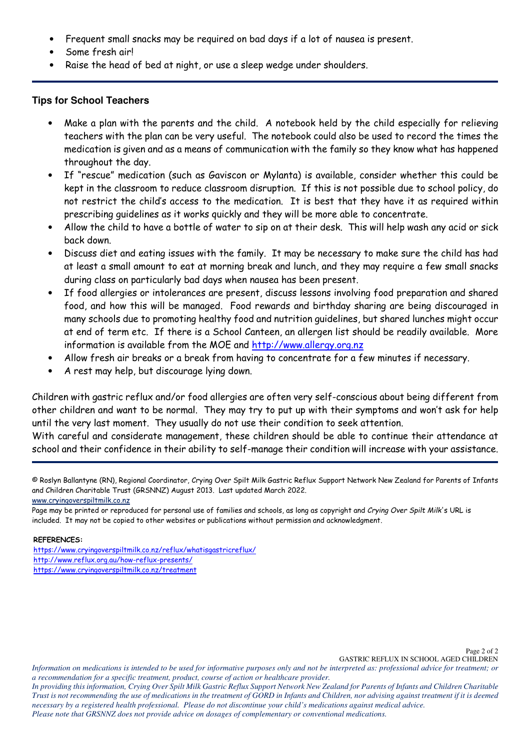- Frequent small snacks may be required on bad days if a lot of nausea is present.
- Some fresh air!
- Raise the head of bed at night, or use a sleep wedge under shoulders.

## Tips for School Teachers

- Make a plan with the parents and the child. A notebook held by the child especially for relieving teachers with the plan can be very useful. The notebook could also be used to record the times the medication is given and as a means of communication with the family so they know what has happened throughout the day.
- If "rescue" medication (such as Gaviscon or Mylanta) is available, consider whether this could be kept in the classroom to reduce classroom disruption. If this is not possible due to school policy, do not restrict the child's access to the medication. It is best that they have it as required within prescribing guidelines as it works quickly and they will be more able to concentrate.
- Allow the child to have a bottle of water to sip on at their desk. This will help wash any acid or sick back down.
- Discuss diet and eating issues with the family. It may be necessary to make sure the child has had at least a small amount to eat at morning break and lunch, and they may require a few small snacks during class on particularly bad days when nausea has been present.
- If food allergies or intolerances are present, discuss lessons involving food preparation and shared food, and how this will be managed. Food rewards and birthday sharing are being discouraged in many schools due to promoting healthy food and nutrition guidelines, but shared lunches might occur at end of term etc. If there is a School Canteen, an allergen list should be readily available. More information is available from the MOE and http://www.allergy.org.nz
- Allow fresh air breaks or a break from having to concentrate for a few minutes if necessary.
- A rest may help, but discourage lying down.

Children with gastric reflux and/or food allergies are often very self-conscious about being different from other children and want to be normal. They may try to put up with their symptoms and won't ask for help until the very last moment. They usually do not use their condition to seek attention.

With careful and considerate management, these children should be able to continue their attendance at school and their confidence in their ability to self-manage their condition will increase with your assistance.

---

© Roslyn Ballantyne (RN), Regional Coordinator, Crying Over Spilt Milk Gastric Reflux Support Network New Zealand for Parents of Infants and Children Charitable Trust (GRSNNZ) August 2013. Last updated March 2022.
www.cryingoverspiltmilk.co.nz

Page may be printed or reproduced for personal use of families and schools, as long as copyright and *Crying Over Spilt Milk*'s URL is included. It may not be copied to other websites or publications without permission and acknowledgment.

**REFERENCES:**
https://www.cryingoverspiltmilk.co.nz/reflux/whatisgastricreflux/
http://www.reflux.org.au/how-reflux-presents/
https://www.cryingoverspiltmilk.co.nz/treatment

*Information on medications is intended to be used for informative purposes only and not be interpreted as: professional advice for treatment; or a recommendation for a specific treatment, product, course of action or healthcare provider.*
*In providing this information, Crying Over Spilt Milk Gastric Reflux Support Network New Zealand for Parents of Infants and Children Charitable Trust is not recommending the use of medications in the treatment of GORD in Infants and Children, nor advising against treatment if it is deemed necessary by a registered health professional. Please do not discontinue your child's medications against medical advice.*
*Please note that GRSNNZ does not provide advice on dosages of complementary or conventional medications.*